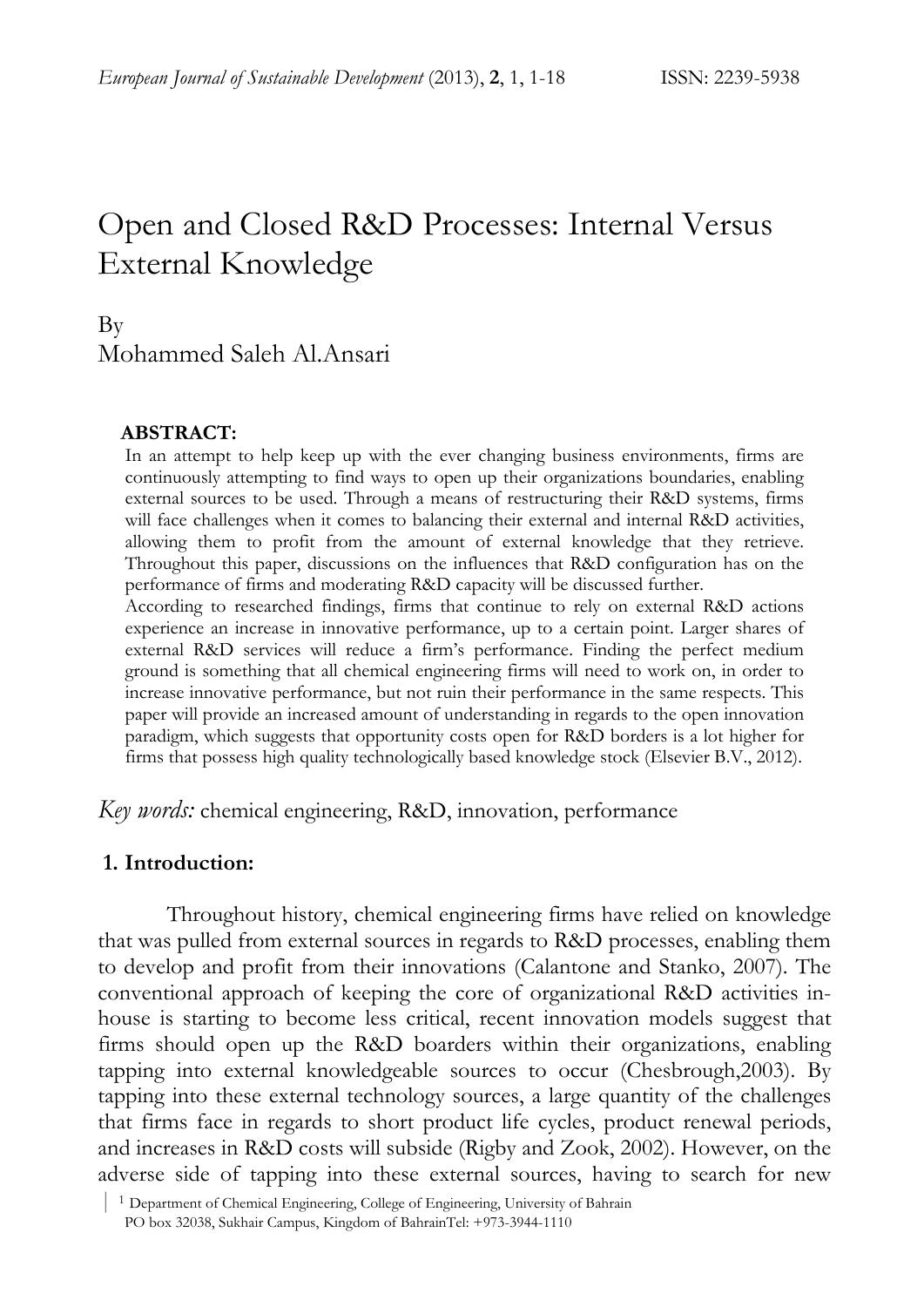# Open and Closed R&D Processes: Internal Versus External Knowledge

By
Mohammed Saleh Al.Ansari

**ABSTRACT:**

In an attempt to help keep up with the ever changing business environments, firms are continuously attempting to find ways to open up their organizations boundaries, enabling external sources to be used. Through a means of restructuring their R&D systems, firms will face challenges when it comes to balancing their external and internal R&D activities, allowing them to profit from the amount of external knowledge that they retrieve. Throughout this paper, discussions on the influences that R&D configuration has on the performance of firms and moderating R&D capacity will be discussed further.

According to researched findings, firms that continue to rely on external R&D actions experience an increase in innovative performance, up to a certain point. Larger shares of external R&D services will reduce a firm's performance. Finding the perfect medium ground is something that all chemical engineering firms will need to work on, in order to increase innovative performance, but not ruin their performance in the same respects. This paper will provide an increased amount of understanding in regards to the open innovation paradigm, which suggests that opportunity costs open for R&D borders is a lot higher for firms that possess high quality technologically based knowledge stock (Elsevier B.V., 2012).

*Key words:* chemical engineering, R&D, innovation, performance

## 1. Introduction:

Throughout history, chemical engineering firms have relied on knowledge that was pulled from external sources in regards to R&D processes, enabling them to develop and profit from their innovations (Calantone and Stanko, 2007). The conventional approach of keeping the core of organizational R&D activities in-house is starting to become less critical, recent innovation models suggest that firms should open up the R&D boarders within their organizations, enabling tapping into external knowledgeable sources to occur (Chesbrough,2003). By tapping into these external technology sources, a large quantity of the challenges that firms face in regards to short product life cycles, product renewal periods, and increases in R&D costs will subside (Rigby and Zook, 2002). However, on the adverse side of tapping into these external sources, having to search for new

[1] Department of Chemical Engineering, College of Engineering, University of Bahrain
PO box 32038, Sukhair Campus, Kingdom of BahrainTel: +973-3944-1110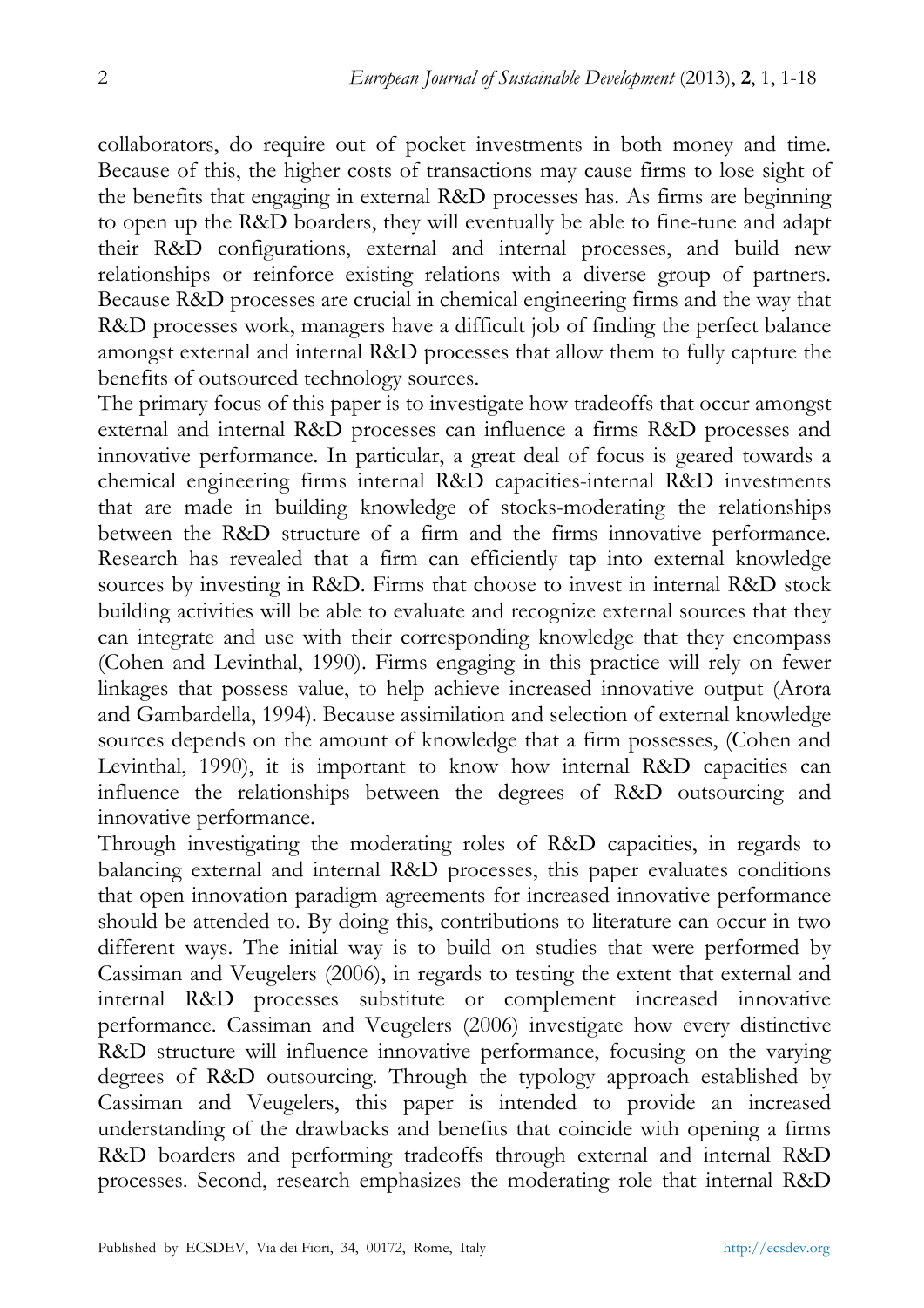collaborators, do require out of pocket investments in both money and time. Because of this, the higher costs of transactions may cause firms to lose sight of the benefits that engaging in external R&D processes has. As firms are beginning to open up the R&D boarders, they will eventually be able to fine-tune and adapt their R&D configurations, external and internal processes, and build new relationships or reinforce existing relations with a diverse group of partners. Because R&D processes are crucial in chemical engineering firms and the way that R&D processes work, managers have a difficult job of finding the perfect balance amongst external and internal R&D processes that allow them to fully capture the benefits of outsourced technology sources.

The primary focus of this paper is to investigate how tradeoffs that occur amongst external and internal R&D processes can influence a firms R&D processes and innovative performance. In particular, a great deal of focus is geared towards a chemical engineering firms internal R&D capacities-internal R&D investments that are made in building knowledge of stocks-moderating the relationships between the R&D structure of a firm and the firms innovative performance. Research has revealed that a firm can efficiently tap into external knowledge sources by investing in R&D. Firms that choose to invest in internal R&D stock building activities will be able to evaluate and recognize external sources that they can integrate and use with their corresponding knowledge that they encompass (Cohen and Levinthal, 1990). Firms engaging in this practice will rely on fewer linkages that possess value, to help achieve increased innovative output (Arora and Gambardella, 1994). Because assimilation and selection of external knowledge sources depends on the amount of knowledge that a firm possesses, (Cohen and Levinthal, 1990), it is important to know how internal R&D capacities can influence the relationships between the degrees of R&D outsourcing and innovative performance.

Through investigating the moderating roles of R&D capacities, in regards to balancing external and internal R&D processes, this paper evaluates conditions that open innovation paradigm agreements for increased innovative performance should be attended to. By doing this, contributions to literature can occur in two different ways. The initial way is to build on studies that were performed by Cassiman and Veugelers (2006), in regards to testing the extent that external and internal R&D processes substitute or complement increased innovative performance. Cassiman and Veugelers (2006) investigate how every distinctive R&D structure will influence innovative performance, focusing on the varying degrees of R&D outsourcing. Through the typology approach established by Cassiman and Veugelers, this paper is intended to provide an increased understanding of the drawbacks and benefits that coincide with opening a firms R&D boarders and performing tradeoffs through external and internal R&D processes. Second, research emphasizes the moderating role that internal R&D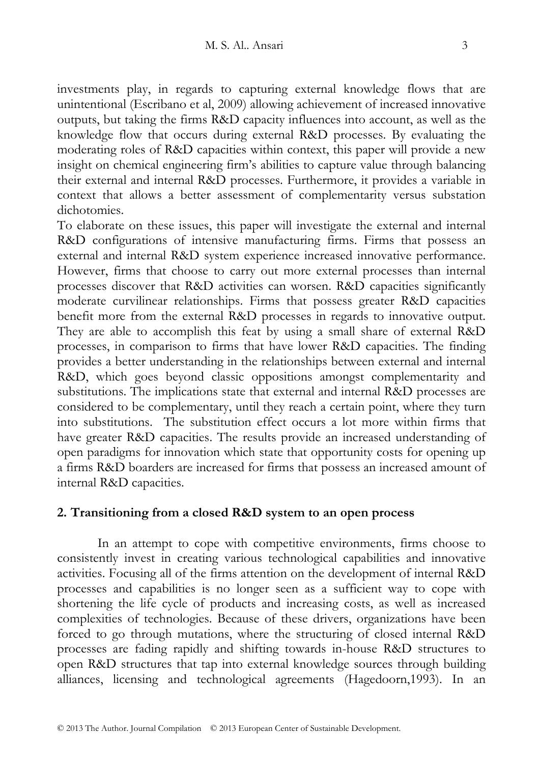investments play, in regards to capturing external knowledge flows that are unintentional (Escribano et al, 2009) allowing achievement of increased innovative outputs, but taking the firms R&D capacity influences into account, as well as the knowledge flow that occurs during external R&D processes. By evaluating the moderating roles of R&D capacities within context, this paper will provide a new insight on chemical engineering firm's abilities to capture value through balancing their external and internal R&D processes. Furthermore, it provides a variable in context that allows a better assessment of complementarity versus substation dichotomies.

To elaborate on these issues, this paper will investigate the external and internal R&D configurations of intensive manufacturing firms. Firms that possess an external and internal R&D system experience increased innovative performance. However, firms that choose to carry out more external processes than internal processes discover that R&D activities can worsen. R&D capacities significantly moderate curvilinear relationships. Firms that possess greater R&D capacities benefit more from the external R&D processes in regards to innovative output. They are able to accomplish this feat by using a small share of external R&D processes, in comparison to firms that have lower R&D capacities. The finding provides a better understanding in the relationships between external and internal R&D, which goes beyond classic oppositions amongst complementarity and substitutions. The implications state that external and internal R&D processes are considered to be complementary, until they reach a certain point, where they turn into substitutions. The substitution effect occurs a lot more within firms that have greater R&D capacities. The results provide an increased understanding of open paradigms for innovation which state that opportunity costs for opening up a firms R&D boarders are increased for firms that possess an increased amount of internal R&D capacities.

## 2. Transitioning from a closed R&D system to an open process

In an attempt to cope with competitive environments, firms choose to consistently invest in creating various technological capabilities and innovative activities. Focusing all of the firms attention on the development of internal R&D processes and capabilities is no longer seen as a sufficient way to cope with shortening the life cycle of products and increasing costs, as well as increased complexities of technologies. Because of these drivers, organizations have been forced to go through mutations, where the structuring of closed internal R&D processes are fading rapidly and shifting towards in-house R&D structures to open R&D structures that tap into external knowledge sources through building alliances, licensing and technological agreements (Hagedoorn,1993). In an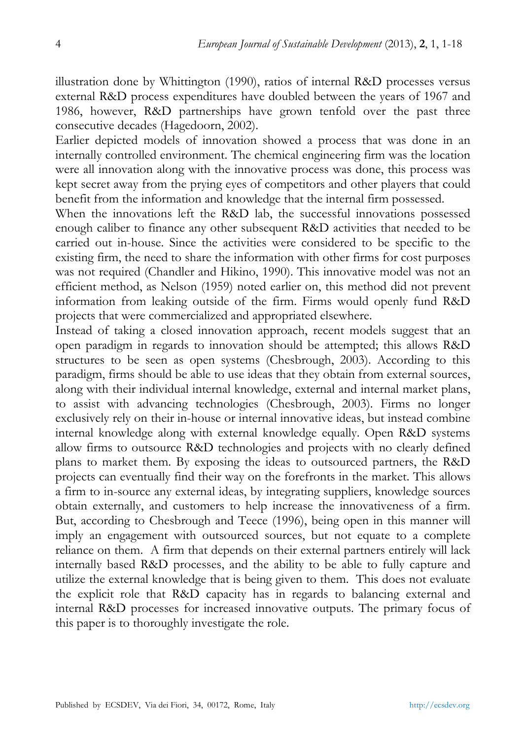illustration done by Whittington (1990), ratios of internal R&D processes versus external R&D process expenditures have doubled between the years of 1967 and 1986, however, R&D partnerships have grown tenfold over the past three consecutive decades (Hagedoorn, 2002).

Earlier depicted models of innovation showed a process that was done in an internally controlled environment. The chemical engineering firm was the location were all innovation along with the innovative process was done, this process was kept secret away from the prying eyes of competitors and other players that could benefit from the information and knowledge that the internal firm possessed.

When the innovations left the R&D lab, the successful innovations possessed enough caliber to finance any other subsequent R&D activities that needed to be carried out in-house. Since the activities were considered to be specific to the existing firm, the need to share the information with other firms for cost purposes was not required (Chandler and Hikino, 1990). This innovative model was not an efficient method, as Nelson (1959) noted earlier on, this method did not prevent information from leaking outside of the firm. Firms would openly fund R&D projects that were commercialized and appropriated elsewhere.

Instead of taking a closed innovation approach, recent models suggest that an open paradigm in regards to innovation should be attempted; this allows R&D structures to be seen as open systems (Chesbrough, 2003). According to this paradigm, firms should be able to use ideas that they obtain from external sources, along with their individual internal knowledge, external and internal market plans, to assist with advancing technologies (Chesbrough, 2003). Firms no longer exclusively rely on their in-house or internal innovative ideas, but instead combine internal knowledge along with external knowledge equally. Open R&D systems allow firms to outsource R&D technologies and projects with no clearly defined plans to market them. By exposing the ideas to outsourced partners, the R&D projects can eventually find their way on the forefronts in the market. This allows a firm to in-source any external ideas, by integrating suppliers, knowledge sources obtain externally, and customers to help increase the innovativeness of a firm. But, according to Chesbrough and Teece (1996), being open in this manner will imply an engagement with outsourced sources, but not equate to a complete reliance on them. A firm that depends on their external partners entirely will lack internally based R&D processes, and the ability to be able to fully capture and utilize the external knowledge that is being given to them. This does not evaluate the explicit role that R&D capacity has in regards to balancing external and internal R&D processes for increased innovative outputs. The primary focus of this paper is to thoroughly investigate the role.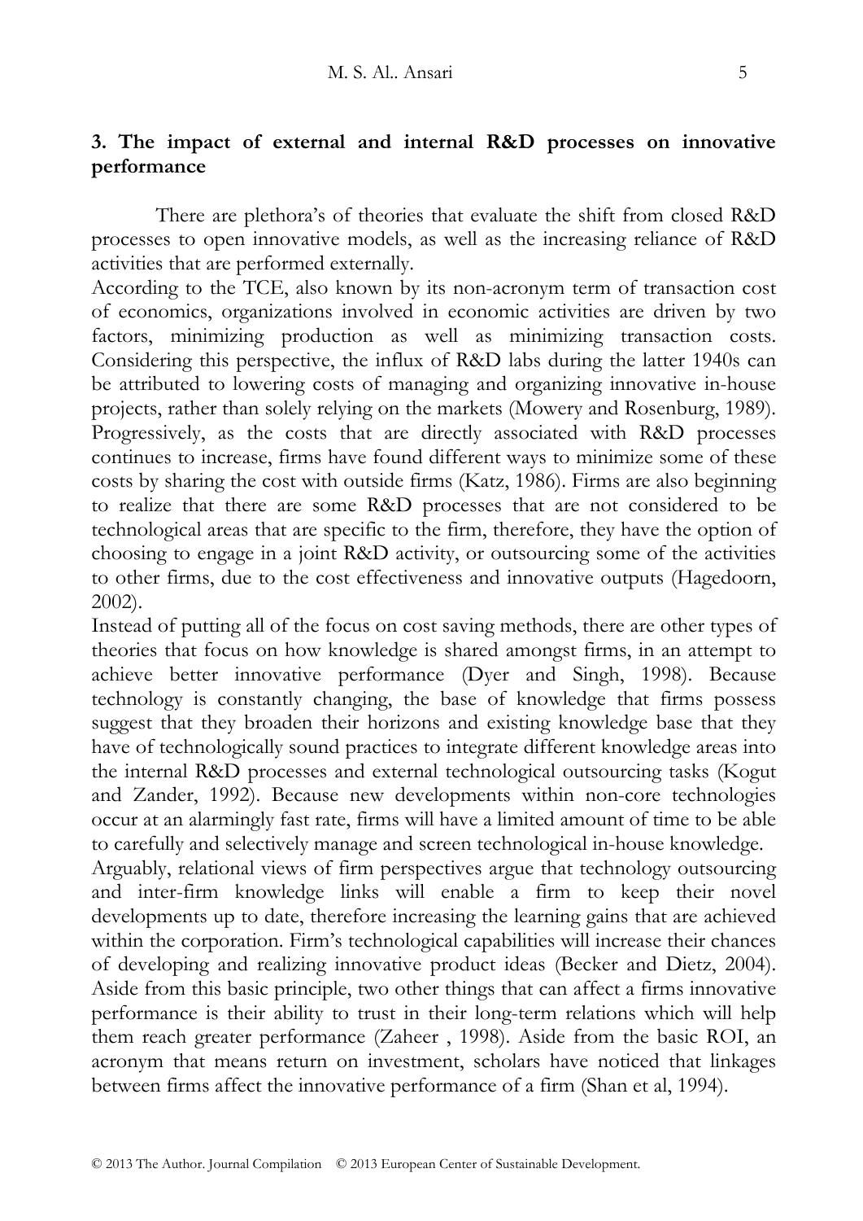## 3. The impact of external and internal R&D processes on innovative performance

There are plethora's of theories that evaluate the shift from closed R&D processes to open innovative models, as well as the increasing reliance of R&D activities that are performed externally.

According to the TCE, also known by its non-acronym term of transaction cost of economics, organizations involved in economic activities are driven by two factors, minimizing production as well as minimizing transaction costs. Considering this perspective, the influx of R&D labs during the latter 1940s can be attributed to lowering costs of managing and organizing innovative in-house projects, rather than solely relying on the markets (Mowery and Rosenburg, 1989). Progressively, as the costs that are directly associated with R&D processes continues to increase, firms have found different ways to minimize some of these costs by sharing the cost with outside firms (Katz, 1986). Firms are also beginning to realize that there are some R&D processes that are not considered to be technological areas that are specific to the firm, therefore, they have the option of choosing to engage in a joint R&D activity, or outsourcing some of the activities to other firms, due to the cost effectiveness and innovative outputs (Hagedoorn, 2002).

Instead of putting all of the focus on cost saving methods, there are other types of theories that focus on how knowledge is shared amongst firms, in an attempt to achieve better innovative performance (Dyer and Singh, 1998). Because technology is constantly changing, the base of knowledge that firms possess suggest that they broaden their horizons and existing knowledge base that they have of technologically sound practices to integrate different knowledge areas into the internal R&D processes and external technological outsourcing tasks (Kogut and Zander, 1992). Because new developments within non-core technologies occur at an alarmingly fast rate, firms will have a limited amount of time to be able to carefully and selectively manage and screen technological in-house knowledge.

Arguably, relational views of firm perspectives argue that technology outsourcing and inter-firm knowledge links will enable a firm to keep their novel developments up to date, therefore increasing the learning gains that are achieved within the corporation. Firm's technological capabilities will increase their chances of developing and realizing innovative product ideas (Becker and Dietz, 2004). Aside from this basic principle, two other things that can affect a firms innovative performance is their ability to trust in their long-term relations which will help them reach greater performance (Zaheer , 1998). Aside from the basic ROI, an acronym that means return on investment, scholars have noticed that linkages between firms affect the innovative performance of a firm (Shan et al, 1994).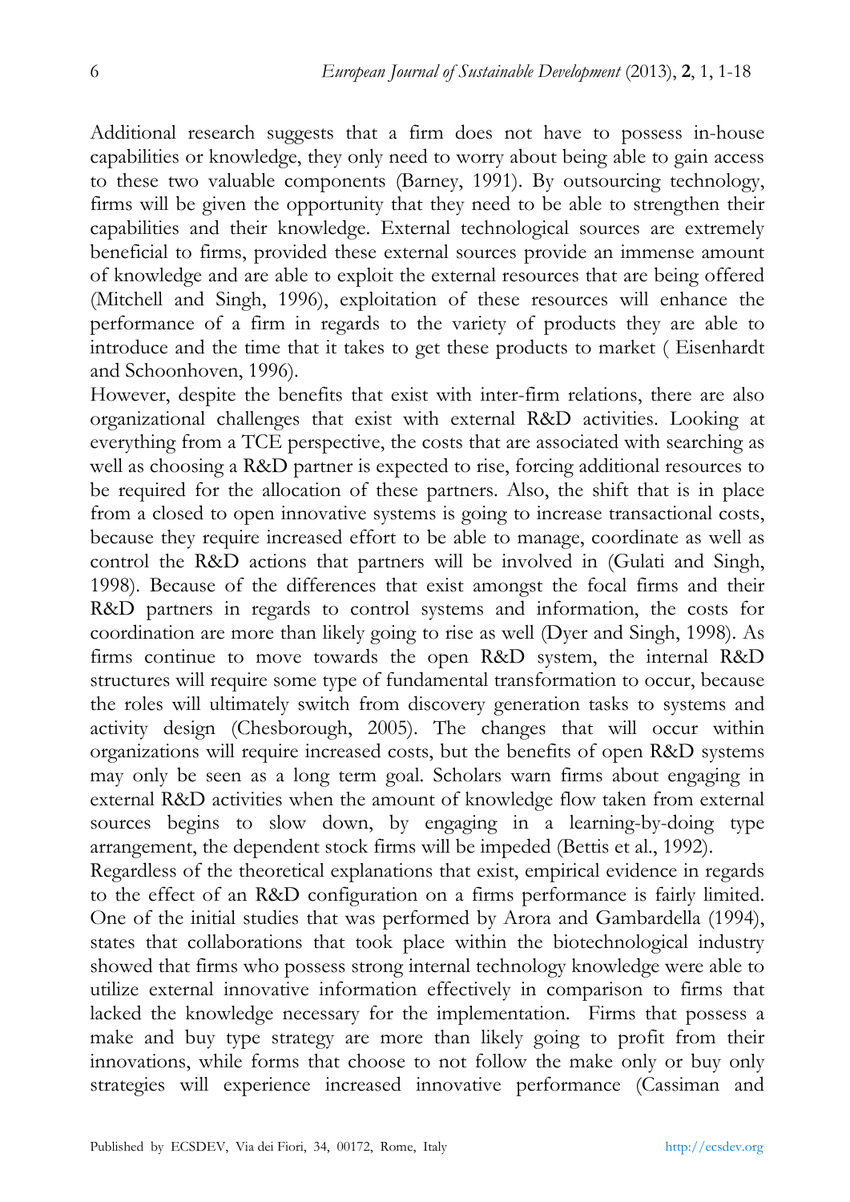Additional research suggests that a firm does not have to possess in-house capabilities or knowledge, they only need to worry about being able to gain access to these two valuable components (Barney, 1991). By outsourcing technology, firms will be given the opportunity that they need to be able to strengthen their capabilities and their knowledge. External technological sources are extremely beneficial to firms, provided these external sources provide an immense amount of knowledge and are able to exploit the external resources that are being offered (Mitchell and Singh, 1996), exploitation of these resources will enhance the performance of a firm in regards to the variety of products they are able to introduce and the time that it takes to get these products to market ( Eisenhardt and Schoonhoven, 1996).

However, despite the benefits that exist with inter-firm relations, there are also organizational challenges that exist with external R&D activities. Looking at everything from a TCE perspective, the costs that are associated with searching as well as choosing a R&D partner is expected to rise, forcing additional resources to be required for the allocation of these partners. Also, the shift that is in place from a closed to open innovative systems is going to increase transactional costs, because they require increased effort to be able to manage, coordinate as well as control the R&D actions that partners will be involved in (Gulati and Singh, 1998). Because of the differences that exist amongst the focal firms and their R&D partners in regards to control systems and information, the costs for coordination are more than likely going to rise as well (Dyer and Singh, 1998). As firms continue to move towards the open R&D system, the internal R&D structures will require some type of fundamental transformation to occur, because the roles will ultimately switch from discovery generation tasks to systems and activity design (Chesborough, 2005). The changes that will occur within organizations will require increased costs, but the benefits of open R&D systems may only be seen as a long term goal. Scholars warn firms about engaging in external R&D activities when the amount of knowledge flow taken from external sources begins to slow down, by engaging in a learning-by-doing type arrangement, the dependent stock firms will be impeded (Bettis et al., 1992).

Regardless of the theoretical explanations that exist, empirical evidence in regards to the effect of an R&D configuration on a firms performance is fairly limited. One of the initial studies that was performed by Arora and Gambardella (1994), states that collaborations that took place within the biotechnological industry showed that firms who possess strong internal technology knowledge were able to utilize external innovative information effectively in comparison to firms that lacked the knowledge necessary for the implementation. Firms that possess a make and buy type strategy are more than likely going to profit from their innovations, while forms that choose to not follow the make only or buy only strategies will experience increased innovative performance (Cassiman and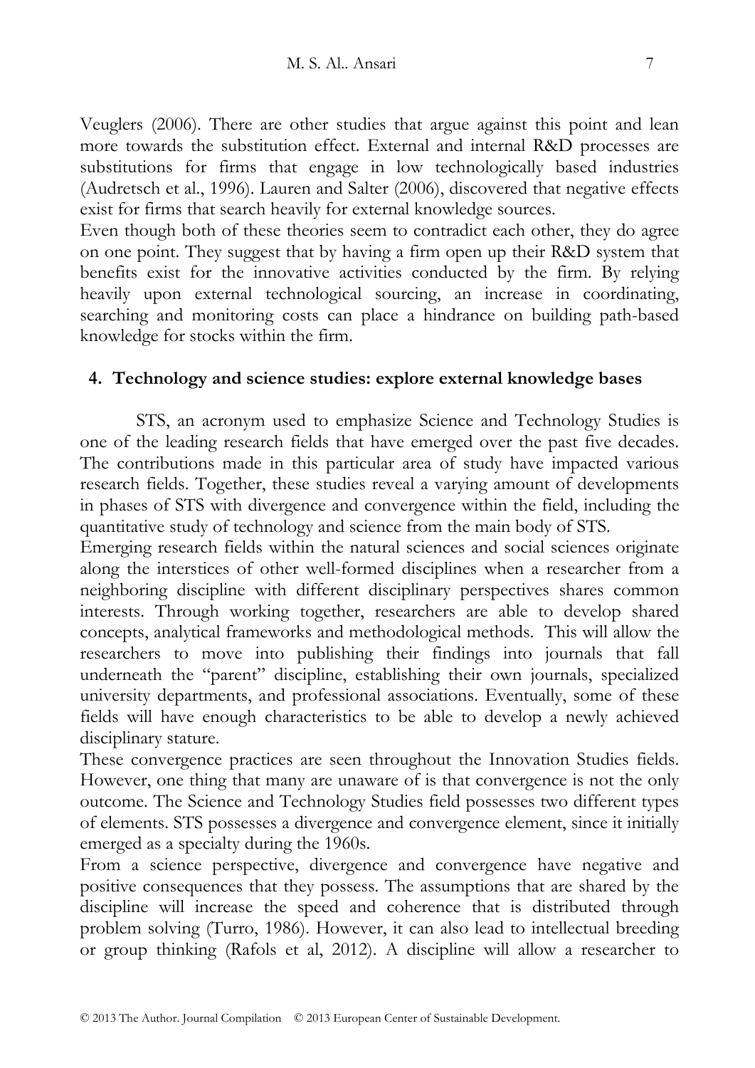Veuglers (2006). There are other studies that argue against this point and lean more towards the substitution effect. External and internal R&D processes are substitutions for firms that engage in low technologically based industries (Audretsch et al., 1996). Lauren and Salter (2006), discovered that negative effects exist for firms that search heavily for external knowledge sources.

Even though both of these theories seem to contradict each other, they do agree on one point. They suggest that by having a firm open up their R&D system that benefits exist for the innovative activities conducted by the firm. By relying heavily upon external technological sourcing, an increase in coordinating, searching and monitoring costs can place a hindrance on building path-based knowledge for stocks within the firm.

## 4. Technology and science studies: explore external knowledge bases

STS, an acronym used to emphasize Science and Technology Studies is one of the leading research fields that have emerged over the past five decades. The contributions made in this particular area of study have impacted various research fields. Together, these studies reveal a varying amount of developments in phases of STS with divergence and convergence within the field, including the quantitative study of technology and science from the main body of STS.

Emerging research fields within the natural sciences and social sciences originate along the interstices of other well-formed disciplines when a researcher from a neighboring discipline with different disciplinary perspectives shares common interests. Through working together, researchers are able to develop shared concepts, analytical frameworks and methodological methods. This will allow the researchers to move into publishing their findings into journals that fall underneath the "parent" discipline, establishing their own journals, specialized university departments, and professional associations. Eventually, some of these fields will have enough characteristics to be able to develop a newly achieved disciplinary stature.

These convergence practices are seen throughout the Innovation Studies fields. However, one thing that many are unaware of is that convergence is not the only outcome. The Science and Technology Studies field possesses two different types of elements. STS possesses a divergence and convergence element, since it initially emerged as a specialty during the 1960s.

From a science perspective, divergence and convergence have negative and positive consequences that they possess. The assumptions that are shared by the discipline will increase the speed and coherence that is distributed through problem solving (Turro, 1986). However, it can also lead to intellectual breeding or group thinking (Rafols et al, 2012). A discipline will allow a researcher to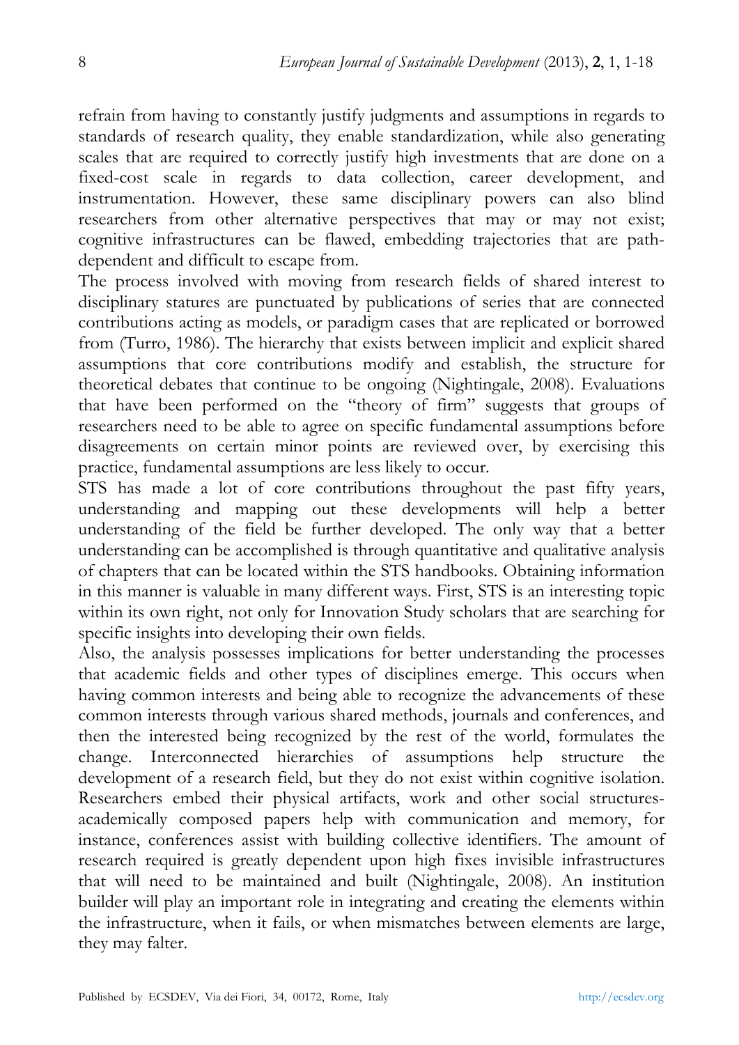refrain from having to constantly justify judgments and assumptions in regards to standards of research quality, they enable standardization, while also generating scales that are required to correctly justify high investments that are done on a fixed-cost scale in regards to data collection, career development, and instrumentation. However, these same disciplinary powers can also blind researchers from other alternative perspectives that may or may not exist; cognitive infrastructures can be flawed, embedding trajectories that are path-dependent and difficult to escape from.

The process involved with moving from research fields of shared interest to disciplinary statures are punctuated by publications of series that are connected contributions acting as models, or paradigm cases that are replicated or borrowed from (Turro, 1986). The hierarchy that exists between implicit and explicit shared assumptions that core contributions modify and establish, the structure for theoretical debates that continue to be ongoing (Nightingale, 2008). Evaluations that have been performed on the "theory of firm" suggests that groups of researchers need to be able to agree on specific fundamental assumptions before disagreements on certain minor points are reviewed over, by exercising this practice, fundamental assumptions are less likely to occur.

STS has made a lot of core contributions throughout the past fifty years, understanding and mapping out these developments will help a better understanding of the field be further developed. The only way that a better understanding can be accomplished is through quantitative and qualitative analysis of chapters that can be located within the STS handbooks. Obtaining information in this manner is valuable in many different ways. First, STS is an interesting topic within its own right, not only for Innovation Study scholars that are searching for specific insights into developing their own fields.

Also, the analysis possesses implications for better understanding the processes that academic fields and other types of disciplines emerge. This occurs when having common interests and being able to recognize the advancements of these common interests through various shared methods, journals and conferences, and then the interested being recognized by the rest of the world, formulates the change. Interconnected hierarchies of assumptions help structure the development of a research field, but they do not exist within cognitive isolation. Researchers embed their physical artifacts, work and other social structures-academically composed papers help with communication and memory, for instance, conferences assist with building collective identifiers. The amount of research required is greatly dependent upon high fixes invisible infrastructures that will need to be maintained and built (Nightingale, 2008). An institution builder will play an important role in integrating and creating the elements within the infrastructure, when it fails, or when mismatches between elements are large, they may falter.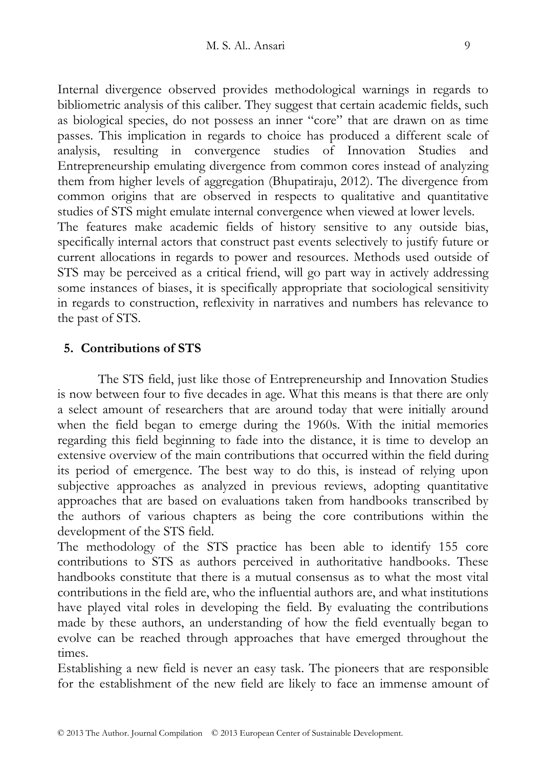Internal divergence observed provides methodological warnings in regards to bibliometric analysis of this caliber. They suggest that certain academic fields, such as biological species, do not possess an inner "core" that are drawn on as time passes. This implication in regards to choice has produced a different scale of analysis, resulting in convergence studies of Innovation Studies and Entrepreneurship emulating divergence from common cores instead of analyzing them from higher levels of aggregation (Bhupatiraju, 2012). The divergence from common origins that are observed in respects to qualitative and quantitative studies of STS might emulate internal convergence when viewed at lower levels.

The features make academic fields of history sensitive to any outside bias, specifically internal actors that construct past events selectively to justify future or current allocations in regards to power and resources. Methods used outside of STS may be perceived as a critical friend, will go part way in actively addressing some instances of biases, it is specifically appropriate that sociological sensitivity in regards to construction, reflexivity in narratives and numbers has relevance to the past of STS.

## 5. Contributions of STS

The STS field, just like those of Entrepreneurship and Innovation Studies is now between four to five decades in age. What this means is that there are only a select amount of researchers that are around today that were initially around when the field began to emerge during the 1960s. With the initial memories regarding this field beginning to fade into the distance, it is time to develop an extensive overview of the main contributions that occurred within the field during its period of emergence. The best way to do this, is instead of relying upon subjective approaches as analyzed in previous reviews, adopting quantitative approaches that are based on evaluations taken from handbooks transcribed by the authors of various chapters as being the core contributions within the development of the STS field.

The methodology of the STS practice has been able to identify 155 core contributions to STS as authors perceived in authoritative handbooks. These handbooks constitute that there is a mutual consensus as to what the most vital contributions in the field are, who the influential authors are, and what institutions have played vital roles in developing the field. By evaluating the contributions made by these authors, an understanding of how the field eventually began to evolve can be reached through approaches that have emerged throughout the times.

Establishing a new field is never an easy task. The pioneers that are responsible for the establishment of the new field are likely to face an immense amount of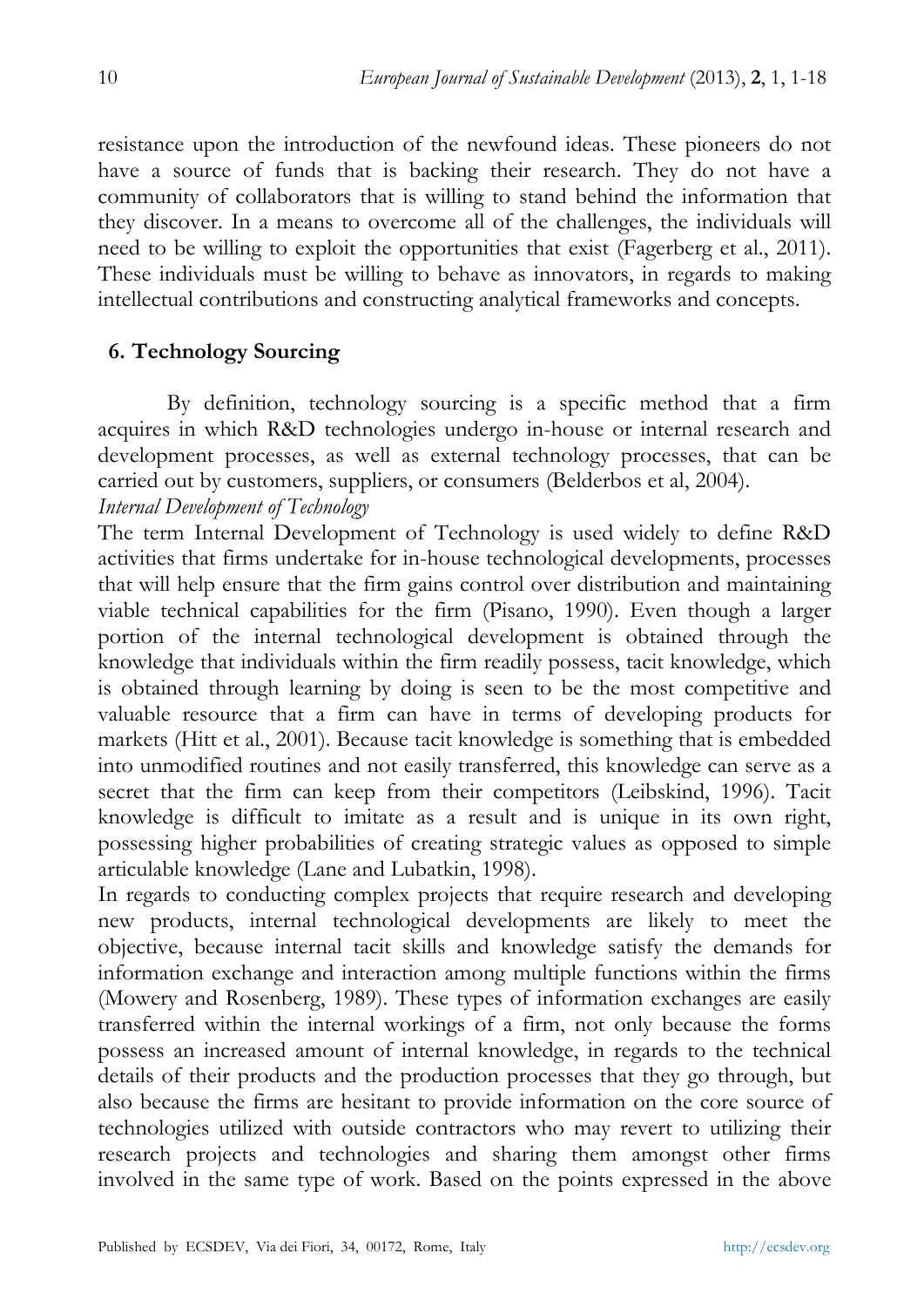resistance upon the introduction of the newfound ideas. These pioneers do not have a source of funds that is backing their research. They do not have a community of collaborators that is willing to stand behind the information that they discover. In a means to overcome all of the challenges, the individuals will need to be willing to exploit the opportunities that exist (Fagerberg et al., 2011). These individuals must be willing to behave as innovators, in regards to making intellectual contributions and constructing analytical frameworks and concepts.

## 6. Technology Sourcing

By definition, technology sourcing is a specific method that a firm acquires in which R&D technologies undergo in-house or internal research and development processes, as well as external technology processes, that can be carried out by customers, suppliers, or consumers (Belderbos et al, 2004).

*Internal Development of Technology*

The term Internal Development of Technology is used widely to define R&D activities that firms undertake for in-house technological developments, processes that will help ensure that the firm gains control over distribution and maintaining viable technical capabilities for the firm (Pisano, 1990). Even though a larger portion of the internal technological development is obtained through the knowledge that individuals within the firm readily possess, tacit knowledge, which is obtained through learning by doing is seen to be the most competitive and valuable resource that a firm can have in terms of developing products for markets (Hitt et al., 2001). Because tacit knowledge is something that is embedded into unmodified routines and not easily transferred, this knowledge can serve as a secret that the firm can keep from their competitors (Leibskind, 1996). Tacit knowledge is difficult to imitate as a result and is unique in its own right, possessing higher probabilities of creating strategic values as opposed to simple articulable knowledge (Lane and Lubatkin, 1998).

In regards to conducting complex projects that require research and developing new products, internal technological developments are likely to meet the objective, because internal tacit skills and knowledge satisfy the demands for information exchange and interaction among multiple functions within the firms (Mowery and Rosenberg, 1989). These types of information exchanges are easily transferred within the internal workings of a firm, not only because the forms possess an increased amount of internal knowledge, in regards to the technical details of their products and the production processes that they go through, but also because the firms are hesitant to provide information on the core source of technologies utilized with outside contractors who may revert to utilizing their research projects and technologies and sharing them amongst other firms involved in the same type of work. Based on the points expressed in the above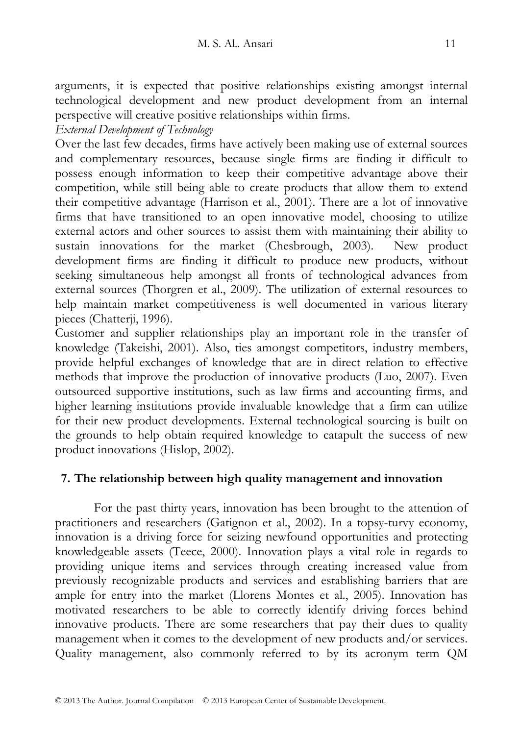arguments, it is expected that positive relationships existing amongst internal technological development and new product development from an internal perspective will creative positive relationships within firms.

*External Development of Technology*

Over the last few decades, firms have actively been making use of external sources and complementary resources, because single firms are finding it difficult to possess enough information to keep their competitive advantage above their competition, while still being able to create products that allow them to extend their competitive advantage (Harrison et al., 2001). There are a lot of innovative firms that have transitioned to an open innovative model, choosing to utilize external actors and other sources to assist them with maintaining their ability to sustain innovations for the market (Chesbrough, 2003). New product development firms are finding it difficult to produce new products, without seeking simultaneous help amongst all fronts of technological advances from external sources (Thorgren et al., 2009). The utilization of external resources to help maintain market competitiveness is well documented in various literary pieces (Chatterji, 1996).

Customer and supplier relationships play an important role in the transfer of knowledge (Takeishi, 2001). Also, ties amongst competitors, industry members, provide helpful exchanges of knowledge that are in direct relation to effective methods that improve the production of innovative products (Luo, 2007). Even outsourced supportive institutions, such as law firms and accounting firms, and higher learning institutions provide invaluable knowledge that a firm can utilize for their new product developments. External technological sourcing is built on the grounds to help obtain required knowledge to catapult the success of new product innovations (Hislop, 2002).

## 7. The relationship between high quality management and innovation

For the past thirty years, innovation has been brought to the attention of practitioners and researchers (Gatignon et al., 2002). In a topsy-turvy economy, innovation is a driving force for seizing newfound opportunities and protecting knowledgeable assets (Teece, 2000). Innovation plays a vital role in regards to providing unique items and services through creating increased value from previously recognizable products and services and establishing barriers that are ample for entry into the market (Llorens Montes et al., 2005). Innovation has motivated researchers to be able to correctly identify driving forces behind innovative products. There are some researchers that pay their dues to quality management when it comes to the development of new products and/or services. Quality management, also commonly referred to by its acronym term QM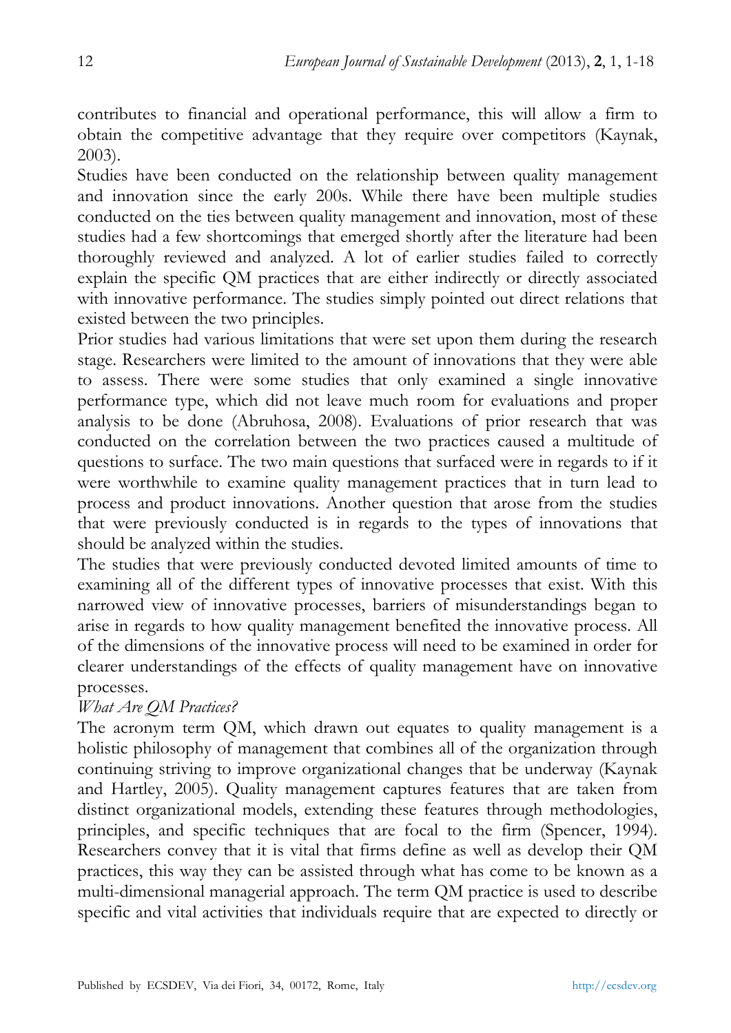contributes to financial and operational performance, this will allow a firm to obtain the competitive advantage that they require over competitors (Kaynak, 2003).

Studies have been conducted on the relationship between quality management and innovation since the early 200s. While there have been multiple studies conducted on the ties between quality management and innovation, most of these studies had a few shortcomings that emerged shortly after the literature had been thoroughly reviewed and analyzed. A lot of earlier studies failed to correctly explain the specific QM practices that are either indirectly or directly associated with innovative performance. The studies simply pointed out direct relations that existed between the two principles.

Prior studies had various limitations that were set upon them during the research stage. Researchers were limited to the amount of innovations that they were able to assess. There were some studies that only examined a single innovative performance type, which did not leave much room for evaluations and proper analysis to be done (Abruhosa, 2008). Evaluations of prior research that was conducted on the correlation between the two practices caused a multitude of questions to surface. The two main questions that surfaced were in regards to if it were worthwhile to examine quality management practices that in turn lead to process and product innovations. Another question that arose from the studies that were previously conducted is in regards to the types of innovations that should be analyzed within the studies.

The studies that were previously conducted devoted limited amounts of time to examining all of the different types of innovative processes that exist. With this narrowed view of innovative processes, barriers of misunderstandings began to arise in regards to how quality management benefited the innovative process. All of the dimensions of the innovative process will need to be examined in order for clearer understandings of the effects of quality management have on innovative processes.

*What Are QM Practices?*

The acronym term QM, which drawn out equates to quality management is a holistic philosophy of management that combines all of the organization through continuing striving to improve organizational changes that be underway (Kaynak and Hartley, 2005). Quality management captures features that are taken from distinct organizational models, extending these features through methodologies, principles, and specific techniques that are focal to the firm (Spencer, 1994). Researchers convey that it is vital that firms define as well as develop their QM practices, this way they can be assisted through what has come to be known as a multi-dimensional managerial approach. The term QM practice is used to describe specific and vital activities that individuals require that are expected to directly or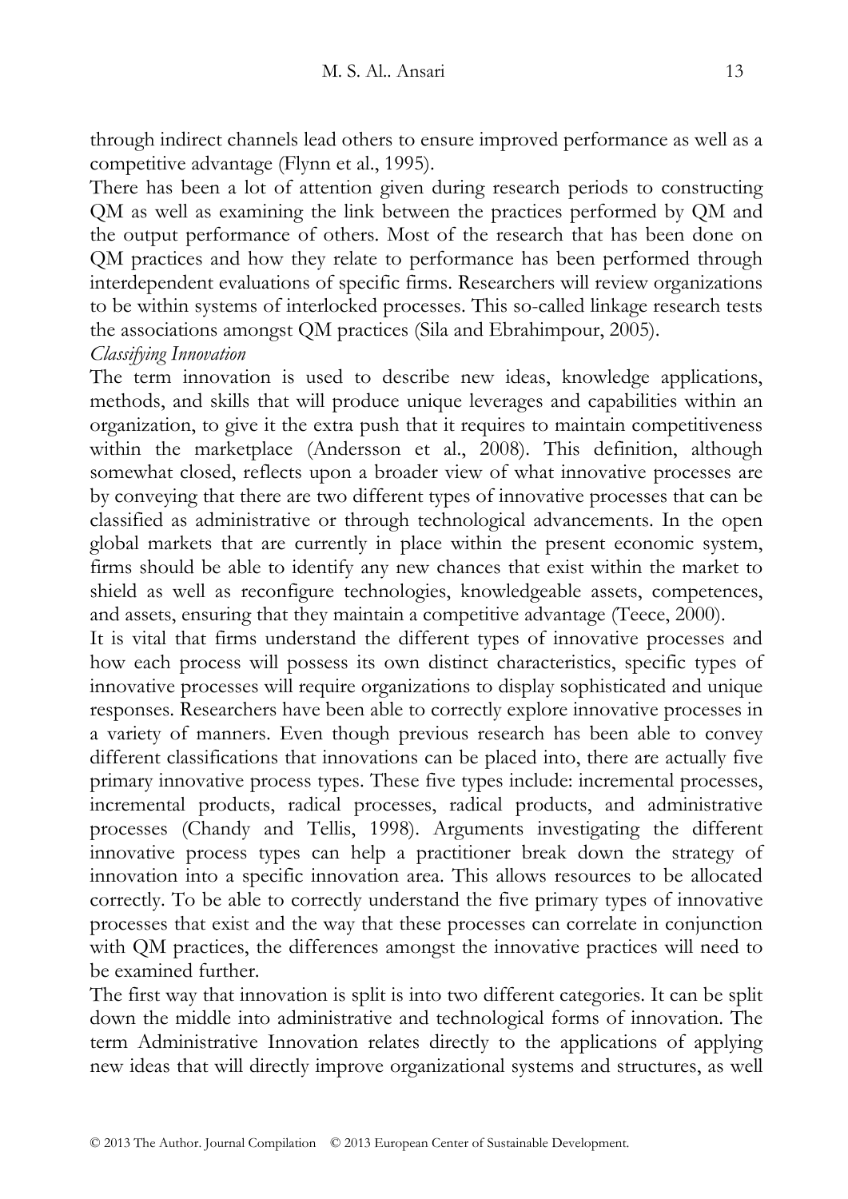through indirect channels lead others to ensure improved performance as well as a competitive advantage (Flynn et al., 1995).

There has been a lot of attention given during research periods to constructing QM as well as examining the link between the practices performed by QM and the output performance of others. Most of the research that has been done on QM practices and how they relate to performance has been performed through interdependent evaluations of specific firms. Researchers will review organizations to be within systems of interlocked processes. This so-called linkage research tests the associations amongst QM practices (Sila and Ebrahimpour, 2005).

*Classifying Innovation*

The term innovation is used to describe new ideas, knowledge applications, methods, and skills that will produce unique leverages and capabilities within an organization, to give it the extra push that it requires to maintain competitiveness within the marketplace (Andersson et al., 2008). This definition, although somewhat closed, reflects upon a broader view of what innovative processes are by conveying that there are two different types of innovative processes that can be classified as administrative or through technological advancements. In the open global markets that are currently in place within the present economic system, firms should be able to identify any new chances that exist within the market to shield as well as reconfigure technologies, knowledgeable assets, competences, and assets, ensuring that they maintain a competitive advantage (Teece, 2000).

It is vital that firms understand the different types of innovative processes and how each process will possess its own distinct characteristics, specific types of innovative processes will require organizations to display sophisticated and unique responses. Researchers have been able to correctly explore innovative processes in a variety of manners. Even though previous research has been able to convey different classifications that innovations can be placed into, there are actually five primary innovative process types. These five types include: incremental processes, incremental products, radical processes, radical products, and administrative processes (Chandy and Tellis, 1998). Arguments investigating the different innovative process types can help a practitioner break down the strategy of innovation into a specific innovation area. This allows resources to be allocated correctly. To be able to correctly understand the five primary types of innovative processes that exist and the way that these processes can correlate in conjunction with QM practices, the differences amongst the innovative practices will need to be examined further.

The first way that innovation is split is into two different categories. It can be split down the middle into administrative and technological forms of innovation. The term Administrative Innovation relates directly to the applications of applying new ideas that will directly improve organizational systems and structures, as well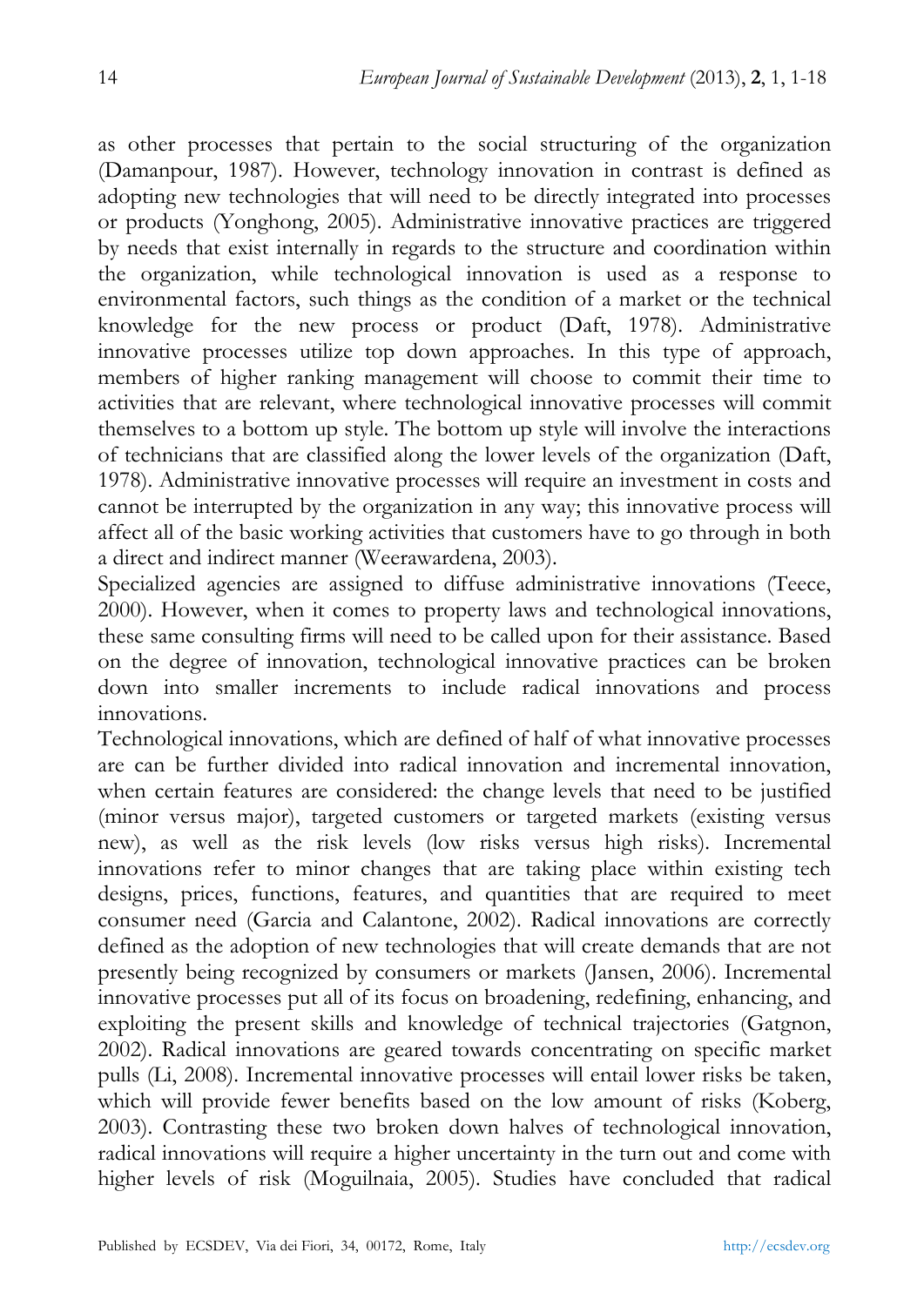as other processes that pertain to the social structuring of the organization (Damanpour, 1987). However, technology innovation in contrast is defined as adopting new technologies that will need to be directly integrated into processes or products (Yonghong, 2005). Administrative innovative practices are triggered by needs that exist internally in regards to the structure and coordination within the organization, while technological innovation is used as a response to environmental factors, such things as the condition of a market or the technical knowledge for the new process or product (Daft, 1978). Administrative innovative processes utilize top down approaches. In this type of approach, members of higher ranking management will choose to commit their time to activities that are relevant, where technological innovative processes will commit themselves to a bottom up style. The bottom up style will involve the interactions of technicians that are classified along the lower levels of the organization (Daft, 1978). Administrative innovative processes will require an investment in costs and cannot be interrupted by the organization in any way; this innovative process will affect all of the basic working activities that customers have to go through in both a direct and indirect manner (Weerawardena, 2003).

Specialized agencies are assigned to diffuse administrative innovations (Teece, 2000). However, when it comes to property laws and technological innovations, these same consulting firms will need to be called upon for their assistance. Based on the degree of innovation, technological innovative practices can be broken down into smaller increments to include radical innovations and process innovations.

Technological innovations, which are defined of half of what innovative processes are can be further divided into radical innovation and incremental innovation, when certain features are considered: the change levels that need to be justified (minor versus major), targeted customers or targeted markets (existing versus new), as well as the risk levels (low risks versus high risks). Incremental innovations refer to minor changes that are taking place within existing tech designs, prices, functions, features, and quantities that are required to meet consumer need (Garcia and Calantone, 2002). Radical innovations are correctly defined as the adoption of new technologies that will create demands that are not presently being recognized by consumers or markets (Jansen, 2006). Incremental innovative processes put all of its focus on broadening, redefining, enhancing, and exploiting the present skills and knowledge of technical trajectories (Gatgnon, 2002). Radical innovations are geared towards concentrating on specific market pulls (Li, 2008). Incremental innovative processes will entail lower risks be taken, which will provide fewer benefits based on the low amount of risks (Koberg, 2003). Contrasting these two broken down halves of technological innovation, radical innovations will require a higher uncertainty in the turn out and come with higher levels of risk (Moguilnaia, 2005). Studies have concluded that radical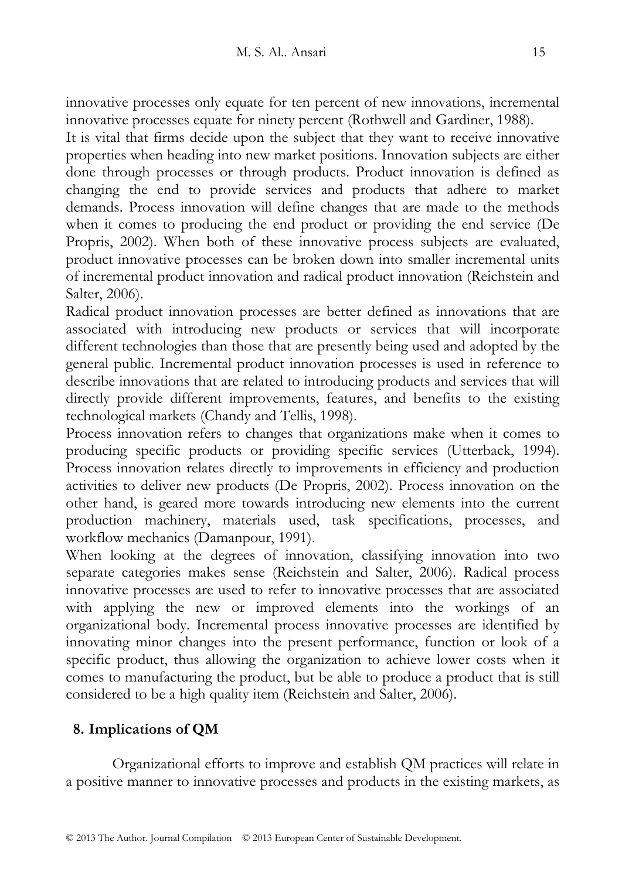innovative processes only equate for ten percent of new innovations, incremental innovative processes equate for ninety percent (Rothwell and Gardiner, 1988).

It is vital that firms decide upon the subject that they want to receive innovative properties when heading into new market positions. Innovation subjects are either done through processes or through products. Product innovation is defined as changing the end to provide services and products that adhere to market demands. Process innovation will define changes that are made to the methods when it comes to producing the end product or providing the end service (De Propris, 2002). When both of these innovative process subjects are evaluated, product innovative processes can be broken down into smaller incremental units of incremental product innovation and radical product innovation (Reichstein and Salter, 2006).

Radical product innovation processes are better defined as innovations that are associated with introducing new products or services that will incorporate different technologies than those that are presently being used and adopted by the general public. Incremental product innovation processes is used in reference to describe innovations that are related to introducing products and services that will directly provide different improvements, features, and benefits to the existing technological markets (Chandy and Tellis, 1998).

Process innovation refers to changes that organizations make when it comes to producing specific products or providing specific services (Utterback, 1994). Process innovation relates directly to improvements in efficiency and production activities to deliver new products (De Propris, 2002). Process innovation on the other hand, is geared more towards introducing new elements into the current production machinery, materials used, task specifications, processes, and workflow mechanics (Damanpour, 1991).

When looking at the degrees of innovation, classifying innovation into two separate categories makes sense (Reichstein and Salter, 2006). Radical process innovative processes are used to refer to innovative processes that are associated with applying the new or improved elements into the workings of an organizational body. Incremental process innovative processes are identified by innovating minor changes into the present performance, function or look of a specific product, thus allowing the organization to achieve lower costs when it comes to manufacturing the product, but be able to produce a product that is still considered to be a high quality item (Reichstein and Salter, 2006).

## 8. Implications of QM

Organizational efforts to improve and establish QM practices will relate in a positive manner to innovative processes and products in the existing markets, as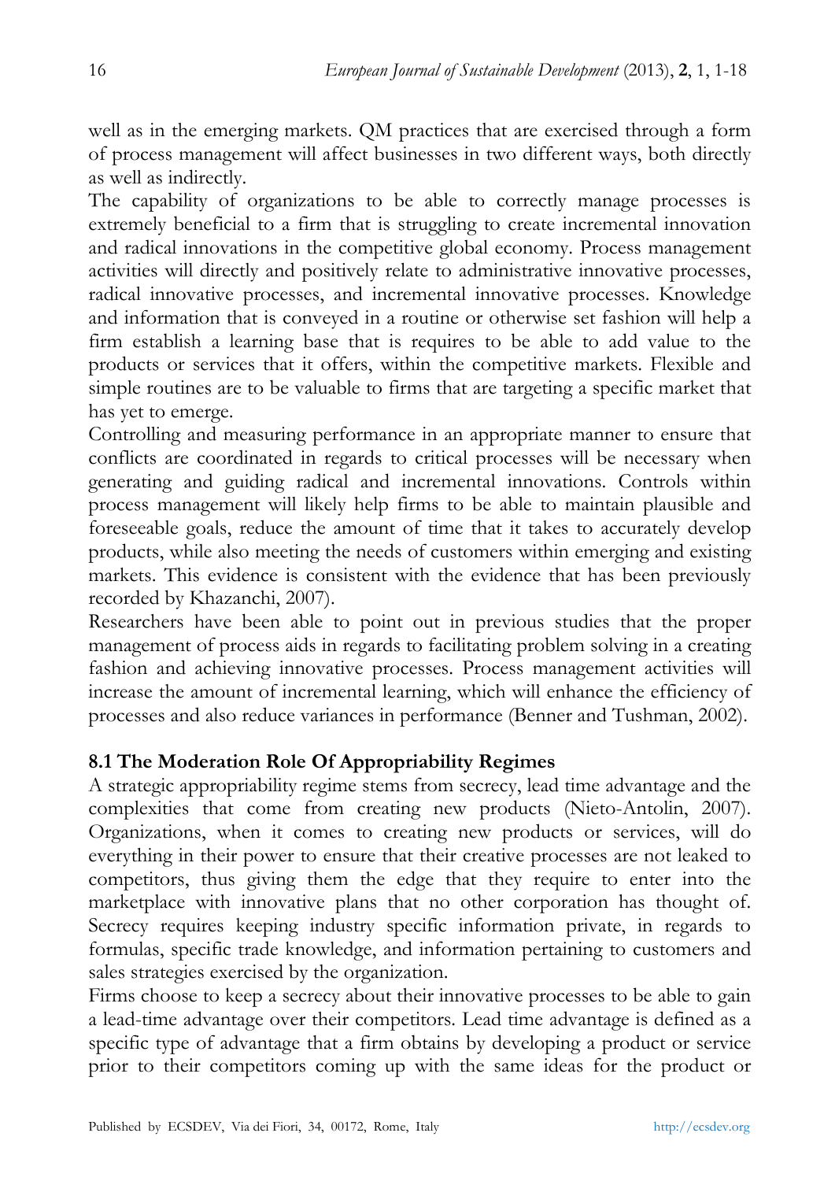well as in the emerging markets. QM practices that are exercised through a form of process management will affect businesses in two different ways, both directly as well as indirectly.

The capability of organizations to be able to correctly manage processes is extremely beneficial to a firm that is struggling to create incremental innovation and radical innovations in the competitive global economy. Process management activities will directly and positively relate to administrative innovative processes, radical innovative processes, and incremental innovative processes. Knowledge and information that is conveyed in a routine or otherwise set fashion will help a firm establish a learning base that is requires to be able to add value to the products or services that it offers, within the competitive markets. Flexible and simple routines are to be valuable to firms that are targeting a specific market that has yet to emerge.

Controlling and measuring performance in an appropriate manner to ensure that conflicts are coordinated in regards to critical processes will be necessary when generating and guiding radical and incremental innovations. Controls within process management will likely help firms to be able to maintain plausible and foreseeable goals, reduce the amount of time that it takes to accurately develop products, while also meeting the needs of customers within emerging and existing markets. This evidence is consistent with the evidence that has been previously recorded by Khazanchi, 2007).

Researchers have been able to point out in previous studies that the proper management of process aids in regards to facilitating problem solving in a creating fashion and achieving innovative processes. Process management activities will increase the amount of incremental learning, which will enhance the efficiency of processes and also reduce variances in performance (Benner and Tushman, 2002).

### 8.1 The Moderation Role Of Appropriability Regimes

A strategic appropriability regime stems from secrecy, lead time advantage and the complexities that come from creating new products (Nieto-Antolin, 2007). Organizations, when it comes to creating new products or services, will do everything in their power to ensure that their creative processes are not leaked to competitors, thus giving them the edge that they require to enter into the marketplace with innovative plans that no other corporation has thought of. Secrecy requires keeping industry specific information private, in regards to formulas, specific trade knowledge, and information pertaining to customers and sales strategies exercised by the organization.

Firms choose to keep a secrecy about their innovative processes to be able to gain a lead-time advantage over their competitors. Lead time advantage is defined as a specific type of advantage that a firm obtains by developing a product or service prior to their competitors coming up with the same ideas for the product or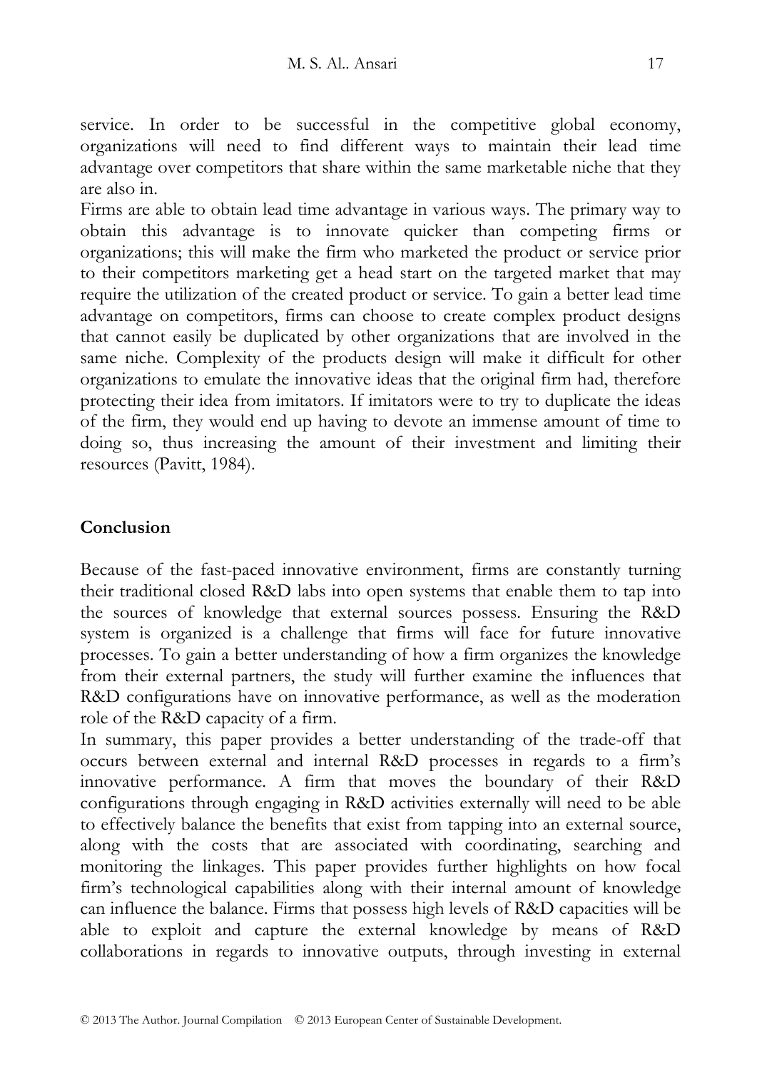service. In order to be successful in the competitive global economy, organizations will need to find different ways to maintain their lead time advantage over competitors that share within the same marketable niche that they are also in.

Firms are able to obtain lead time advantage in various ways. The primary way to obtain this advantage is to innovate quicker than competing firms or organizations; this will make the firm who marketed the product or service prior to their competitors marketing get a head start on the targeted market that may require the utilization of the created product or service. To gain a better lead time advantage on competitors, firms can choose to create complex product designs that cannot easily be duplicated by other organizations that are involved in the same niche. Complexity of the products design will make it difficult for other organizations to emulate the innovative ideas that the original firm had, therefore protecting their idea from imitators. If imitators were to try to duplicate the ideas of the firm, they would end up having to devote an immense amount of time to doing so, thus increasing the amount of their investment and limiting their resources (Pavitt, 1984).

## Conclusion

Because of the fast-paced innovative environment, firms are constantly turning their traditional closed R&D labs into open systems that enable them to tap into the sources of knowledge that external sources possess. Ensuring the R&D system is organized is a challenge that firms will face for future innovative processes. To gain a better understanding of how a firm organizes the knowledge from their external partners, the study will further examine the influences that R&D configurations have on innovative performance, as well as the moderation role of the R&D capacity of a firm.

In summary, this paper provides a better understanding of the trade-off that occurs between external and internal R&D processes in regards to a firm's innovative performance. A firm that moves the boundary of their R&D configurations through engaging in R&D activities externally will need to be able to effectively balance the benefits that exist from tapping into an external source, along with the costs that are associated with coordinating, searching and monitoring the linkages. This paper provides further highlights on how focal firm's technological capabilities along with their internal amount of knowledge can influence the balance. Firms that possess high levels of R&D capacities will be able to exploit and capture the external knowledge by means of R&D collaborations in regards to innovative outputs, through investing in external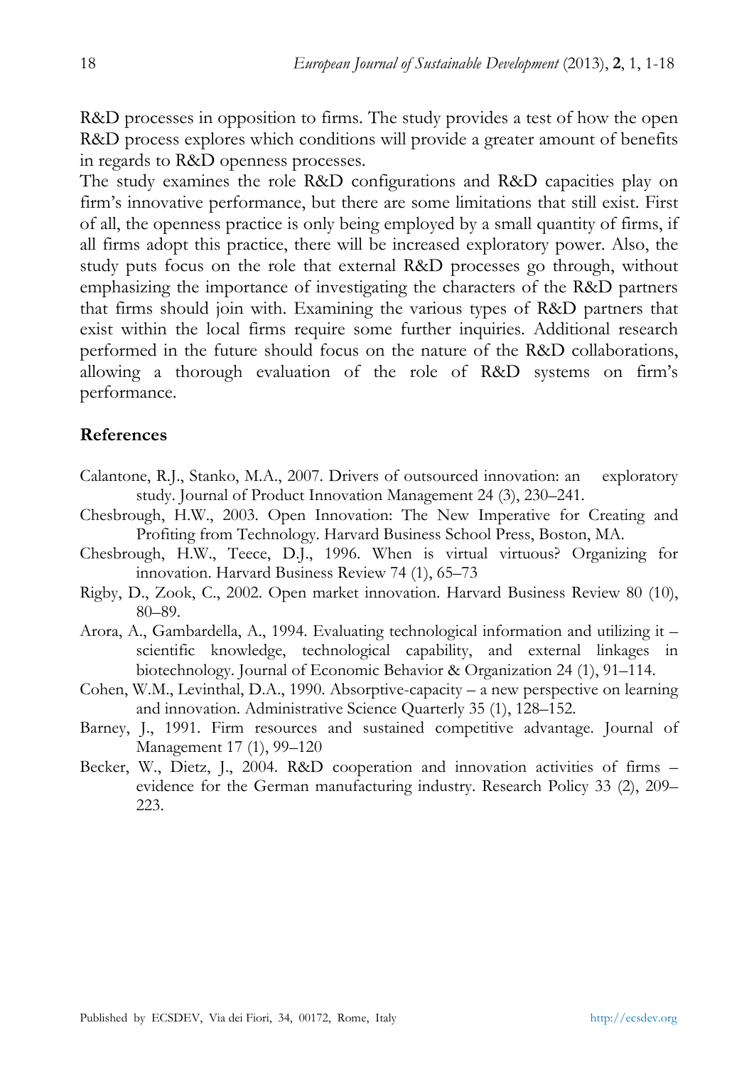R&D processes in opposition to firms. The study provides a test of how the open R&D process explores which conditions will provide a greater amount of benefits in regards to R&D openness processes.

The study examines the role R&D configurations and R&D capacities play on firm's innovative performance, but there are some limitations that still exist. First of all, the openness practice is only being employed by a small quantity of firms, if all firms adopt this practice, there will be increased exploratory power. Also, the study puts focus on the role that external R&D processes go through, without emphasizing the importance of investigating the characters of the R&D partners that firms should join with. Examining the various types of R&D partners that exist within the local firms require some further inquiries. Additional research performed in the future should focus on the nature of the R&D collaborations, allowing a thorough evaluation of the role of R&D systems on firm's performance.

## References

Calantone, R.J., Stanko, M.A., 2007. Drivers of outsourced innovation: an exploratory study. Journal of Product Innovation Management 24 (3), 230–241.

Chesbrough, H.W., 2003. Open Innovation: The New Imperative for Creating and Profiting from Technology. Harvard Business School Press, Boston, MA.

Chesbrough, H.W., Teece, D.J., 1996. When is virtual virtuous? Organizing for innovation. Harvard Business Review 74 (1), 65–73

Rigby, D., Zook, C., 2002. Open market innovation. Harvard Business Review 80 (10), 80–89.

Arora, A., Gambardella, A., 1994. Evaluating technological information and utilizing it – scientific knowledge, technological capability, and external linkages in biotechnology. Journal of Economic Behavior & Organization 24 (1), 91–114.

Cohen, W.M., Levinthal, D.A., 1990. Absorptive-capacity – a new perspective on learning and innovation. Administrative Science Quarterly 35 (1), 128–152.

Barney, J., 1991. Firm resources and sustained competitive advantage. Journal of Management 17 (1), 99–120

Becker, W., Dietz, J., 2004. R&D cooperation and innovation activities of firms – evidence for the German manufacturing industry. Research Policy 33 (2), 209–223.